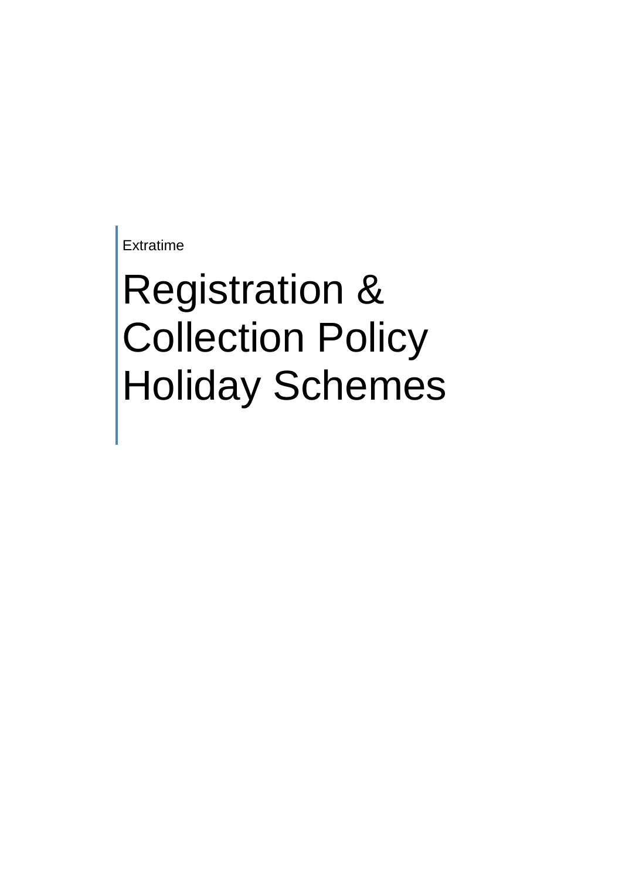Extratime

# Registration & Collection Policy Holiday Schemes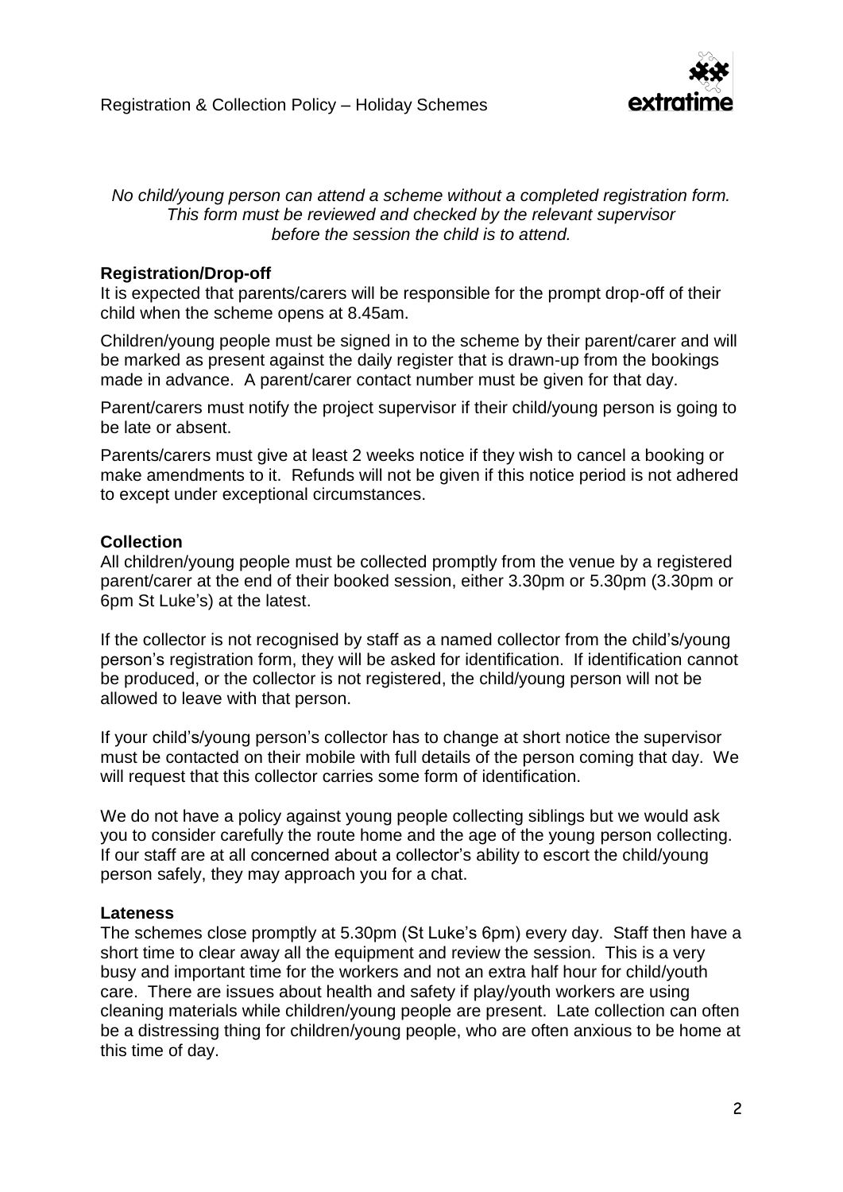*No child/young person can attend a scheme without a completed registration form. This form must be reviewed and checked by the relevant supervisor before the session the child is to attend.*

**Registration/Drop-off**

It is expected that parents/carers will be responsible for the prompt drop-off of their child when the scheme opens at 8.45am.

Children/young people must be signed in to the scheme by their parent/carer and will be marked as present against the daily register that is drawn-up from the bookings made in advance. A parent/carer contact number must be given for that day.

Parent/carers must notify the project supervisor if their child/young person is going to be late or absent.

Parents/carers must give at least 2 weeks notice if they wish to cancel a booking or make amendments to it. Refunds will not be given if this notice period is not adhered to except under exceptional circumstances.

**Collection**

All children/young people must be collected promptly from the venue by a registered parent/carer at the end of their booked session, either 3.30pm or 5.30pm (3.30pm or 6pm St Luke's) at the latest.

If the collector is not recognised by staff as a named collector from the child's/young person's registration form, they will be asked for identification. If identification cannot be produced, or the collector is not registered, the child/young person will not be allowed to leave with that person.

If your child's/young person's collector has to change at short notice the supervisor must be contacted on their mobile with full details of the person coming that day. We will request that this collector carries some form of identification.

We do not have a policy against young people collecting siblings but we would ask you to consider carefully the route home and the age of the young person collecting. If our staff are at all concerned about a collector's ability to escort the child/young person safely, they may approach you for a chat.

**Lateness**

The schemes close promptly at 5.30pm (St Luke's 6pm) every day. Staff then have a short time to clear away all the equipment and review the session. This is a very busy and important time for the workers and not an extra half hour for child/youth care. There are issues about health and safety if play/youth workers are using cleaning materials while children/young people are present. Late collection can often be a distressing thing for children/young people, who are often anxious to be home at this time of day.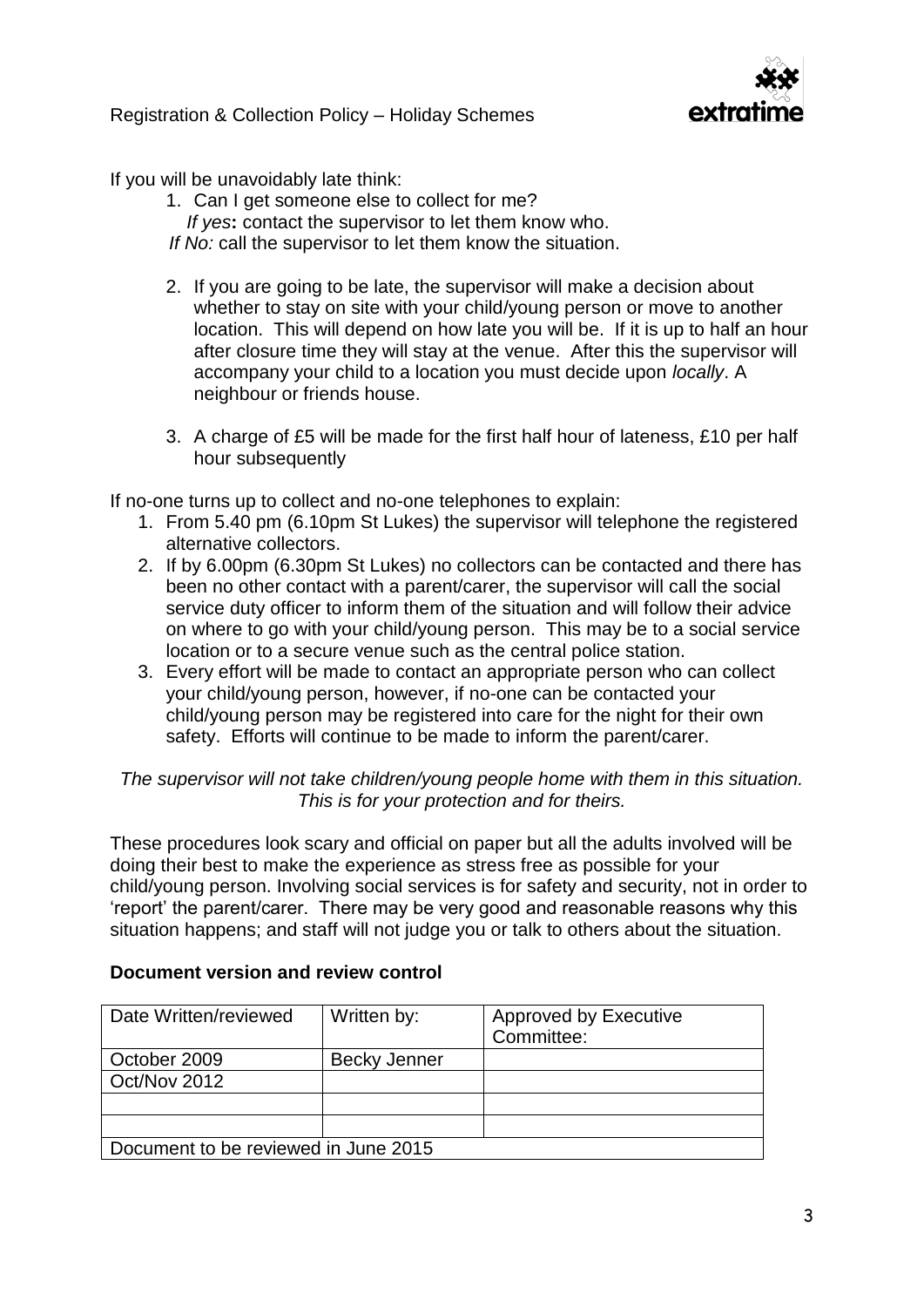If you will be unavoidably late think:

1. Can I get someone else to collect for me?
   *If yes***:** contact the supervisor to let them know who.
   *If No:* call the supervisor to let them know the situation.

2. If you are going to be late, the supervisor will make a decision about whether to stay on site with your child/young person or move to another location. This will depend on how late you will be. If it is up to half an hour after closure time they will stay at the venue. After this the supervisor will accompany your child to a location you must decide upon *locally*. A neighbour or friends house.

3. A charge of £5 will be made for the first half hour of lateness, £10 per half hour subsequently

If no-one turns up to collect and no-one telephones to explain:

1. From 5.40 pm (6.10pm St Lukes) the supervisor will telephone the registered alternative collectors.
2. If by 6.00pm (6.30pm St Lukes) no collectors can be contacted and there has been no other contact with a parent/carer, the supervisor will call the social service duty officer to inform them of the situation and will follow their advice on where to go with your child/young person. This may be to a social service location or to a secure venue such as the central police station.
3. Every effort will be made to contact an appropriate person who can collect your child/young person, however, if no-one can be contacted your child/young person may be registered into care for the night for their own safety. Efforts will continue to be made to inform the parent/carer.

*The supervisor will not take children/young people home with them in this situation. This is for your protection and for theirs.*

These procedures look scary and official on paper but all the adults involved will be doing their best to make the experience as stress free as possible for your child/young person. Involving social services is for safety and security, not in order to 'report' the parent/carer. There may be very good and reasonable reasons why this situation happens; and staff will not judge you or talk to others about the situation.

**Document version and review control**

| Date Written/reviewed | Written by: | Approved by Executive Committee: |
| --- | --- | --- |
| October 2009 | Becky Jenner | |
| Oct/Nov 2012 | | |
| | | |
| | | |
| Document to be reviewed in June 2015 | | |